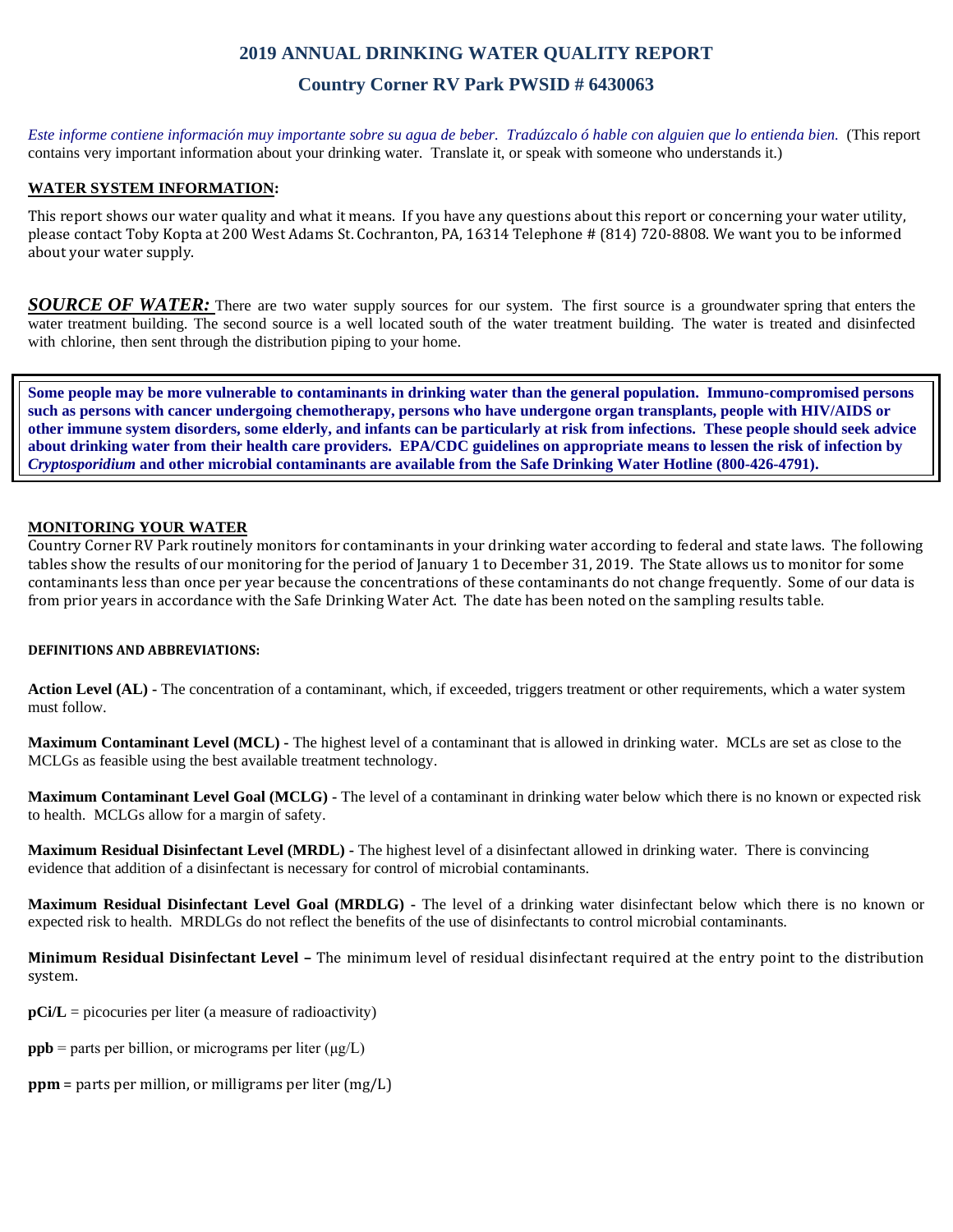# 2019 ANNUAL DRINKING WATER QUALITY REPORT

## Country Corner RV Park PWSID # 6430063

*Este informe contiene información muy importante sobre su agua de beber. Tradúzcalo ó hable con alguien que lo entienda bien.* (This report contains very important information about your drinking water. Translate it, or speak with someone who understands it.)

**WATER SYSTEM INFORMATION:**

This report shows our water quality and what it means. If you have any questions about this report or concerning your water utility, please contact Toby Kopta at 200 West Adams St. Cochranton, PA, 16314 Telephone # (814) 720-8808. We want you to be informed about your water supply.

***SOURCE OF WATER:*** There are two water supply sources for our system. The first source is a groundwater spring that enters the water treatment building. The second source is a well located south of the water treatment building. The water is treated and disinfected with chlorine, then sent through the distribution piping to your home.

**Some people may be more vulnerable to contaminants in drinking water than the general population. Immuno-compromised persons such as persons with cancer undergoing chemotherapy, persons who have undergone organ transplants, people with HIV/AIDS or other immune system disorders, some elderly, and infants can be particularly at risk from infections. These people should seek advice about drinking water from their health care providers. EPA/CDC guidelines on appropriate means to lessen the risk of infection by *Cryptosporidium* and other microbial contaminants are available from the Safe Drinking Water Hotline (800-426-4791).**

**MONITORING YOUR WATER**

Country Corner RV Park routinely monitors for contaminants in your drinking water according to federal and state laws. The following tables show the results of our monitoring for the period of January 1 to December 31, 2019. The State allows us to monitor for some contaminants less than once per year because the concentrations of these contaminants do not change frequently. Some of our data is from prior years in accordance with the Safe Drinking Water Act. The date has been noted on the sampling results table.

**DEFINITIONS AND ABBREVIATIONS:**

**Action Level (AL) -** The concentration of a contaminant, which, if exceeded, triggers treatment or other requirements, which a water system must follow.

**Maximum Contaminant Level (MCL) -** The highest level of a contaminant that is allowed in drinking water. MCLs are set as close to the MCLGs as feasible using the best available treatment technology.

**Maximum Contaminant Level Goal (MCLG) -** The level of a contaminant in drinking water below which there is no known or expected risk to health. MCLGs allow for a margin of safety.

**Maximum Residual Disinfectant Level (MRDL) -** The highest level of a disinfectant allowed in drinking water. There is convincing evidence that addition of a disinfectant is necessary for control of microbial contaminants.

**Maximum Residual Disinfectant Level Goal (MRDLG) -** The level of a drinking water disinfectant below which there is no known or expected risk to health. MRDLGs do not reflect the benefits of the use of disinfectants to control microbial contaminants.

**Minimum Residual Disinfectant Level –** The minimum level of residual disinfectant required at the entry point to the distribution system.

**pCi/L** = picocuries per liter (a measure of radioactivity)

**ppb** = parts per billion, or micrograms per liter (μg/L)

**ppm** = parts per million, or milligrams per liter (mg/L)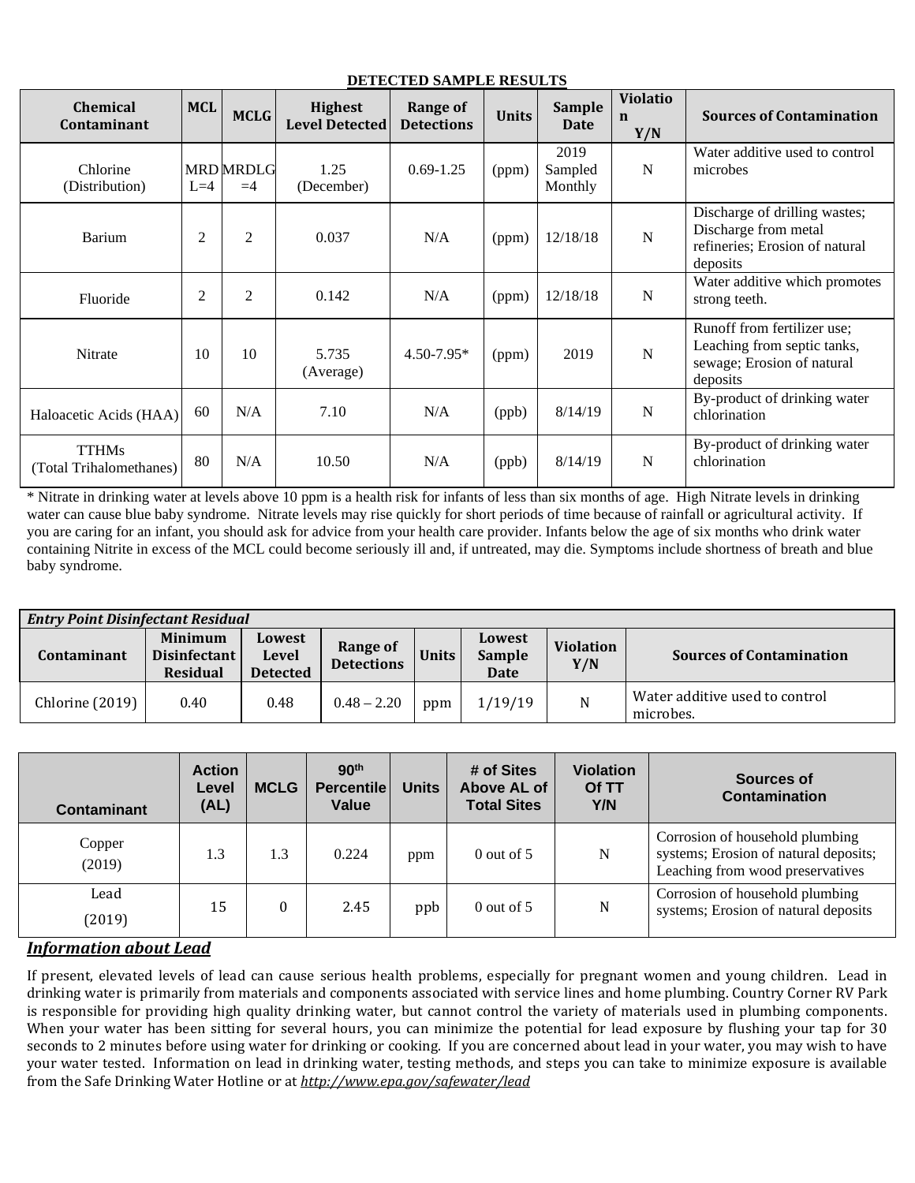**DETECTED SAMPLE RESULTS**

| Chemical Contaminant | MCL | MCLG | Highest Level Detected | Range of Detections | Units | Sample Date | Violation Y/N | Sources of Contamination |
|---|---|---|---|---|---|---|---|---|
| Chlorine (Distribution) | MRDL=4 | MRDLG =4 | 1.25 (December) | 0.69-1.25 | (ppm) | 2019 Sampled Monthly | N | Water additive used to control microbes |
| Barium | 2 | 2 | 0.037 | N/A | (ppm) | 12/18/18 | N | Discharge of drilling wastes; Discharge from metal refineries; Erosion of natural deposits |
| Fluoride | 2 | 2 | 0.142 | N/A | (ppm) | 12/18/18 | N | Water additive which promotes strong teeth. |
| Nitrate | 10 | 10 | 5.735 (Average) | 4.50-7.95* | (ppm) | 2019 | N | Runoff from fertilizer use; Leaching from septic tanks, sewage; Erosion of natural deposits |
| Haloacetic Acids (HAA) | 60 | N/A | 7.10 | N/A | (ppb) | 8/14/19 | N | By-product of drinking water chlorination |
| TTHMs (Total Trihalomethanes) | 80 | N/A | 10.50 | N/A | (ppb) | 8/14/19 | N | By-product of drinking water chlorination |

* Nitrate in drinking water at levels above 10 ppm is a health risk for infants of less than six months of age. High Nitrate levels in drinking water can cause blue baby syndrome. Nitrate levels may rise quickly for short periods of time because of rainfall or agricultural activity. If you are caring for an infant, you should ask for advice from your health care provider. Infants below the age of six months who drink water containing Nitrite in excess of the MCL could become seriously ill and, if untreated, may die. Symptoms include shortness of breath and blue baby syndrome.

| *Entry Point Disinfectant Residual* | | | | | | | |
|---|---|---|---|---|---|---|---|
| **Contaminant** | **Minimum Disinfectant Residual** | **Lowest Level Detected** | **Range of Detections** | **Units** | **Lowest Sample Date** | **Violation Y/N** | **Sources of Contamination** |
| Chlorine (2019) | 0.40 | 0.48 | 0.48 – 2.20 | ppm | 1/19/19 | N | Water additive used to control microbes. |

| Contaminant | Action Level (AL) | MCLG | 90th Percentile Value | Units | # of Sites Above AL of Total Sites | Violation Of TT Y/N | Sources of Contamination |
|---|---|---|---|---|---|---|---|
| Copper (2019) | 1.3 | 1.3 | 0.224 | ppm | 0 out of 5 | N | Corrosion of household plumbing systems; Erosion of natural deposits; Leaching from wood preservatives |
| Lead (2019) | 15 | 0 | 2.45 | ppb | 0 out of 5 | N | Corrosion of household plumbing systems; Erosion of natural deposits |

## ***Information about Lead***

If present, elevated levels of lead can cause serious health problems, especially for pregnant women and young children. Lead in drinking water is primarily from materials and components associated with service lines and home plumbing. Country Corner RV Park is responsible for providing high quality drinking water, but cannot control the variety of materials used in plumbing components. When your water has been sitting for several hours, you can minimize the potential for lead exposure by flushing your tap for 30 seconds to 2 minutes before using water for drinking or cooking. If you are concerned about lead in your water, you may wish to have your water tested. Information on lead in drinking water, testing methods, and steps you can take to minimize exposure is available from the Safe Drinking Water Hotline or at ***http://www.epa.gov/safewater/lead***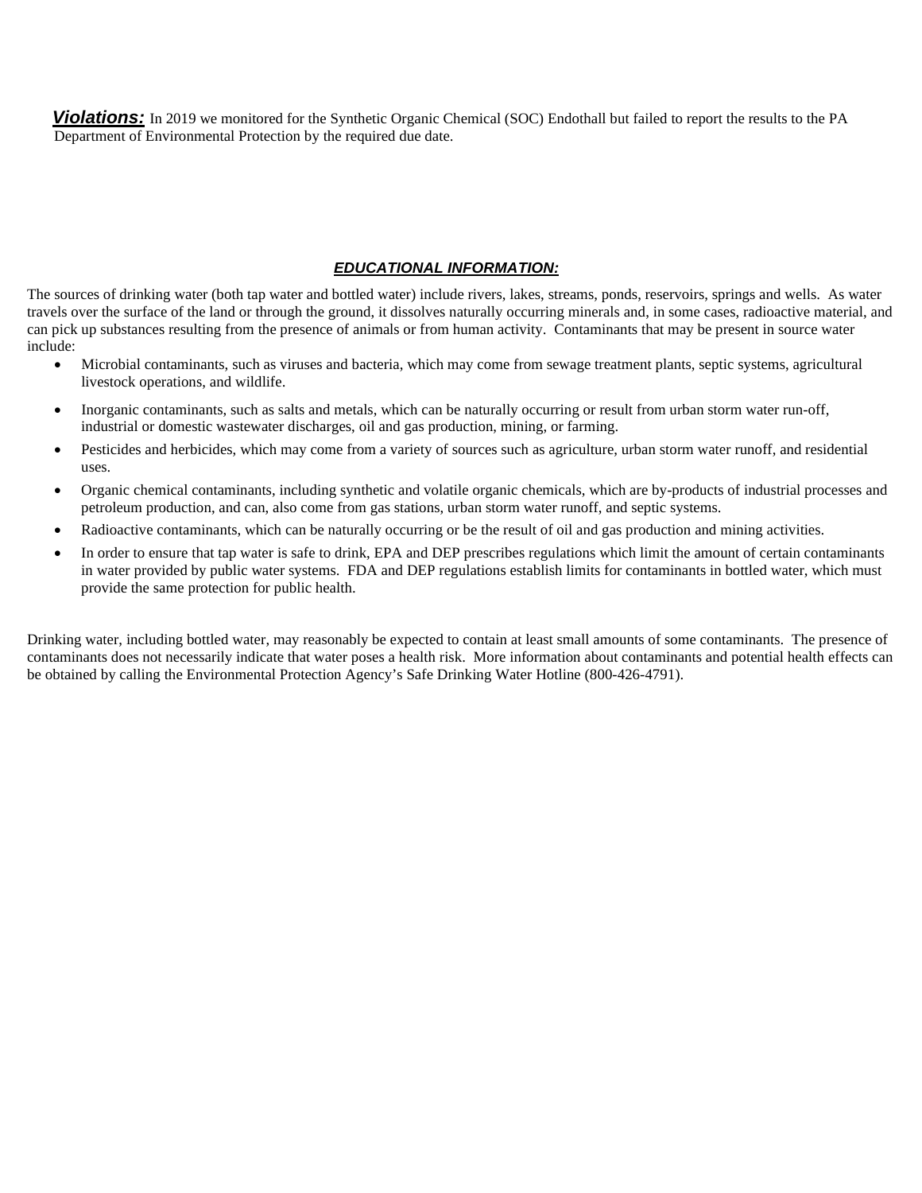***Violations:*** In 2019 we monitored for the Synthetic Organic Chemical (SOC) Endothall but failed to report the results to the PA Department of Environmental Protection by the required due date.

## ***EDUCATIONAL INFORMATION:***

The sources of drinking water (both tap water and bottled water) include rivers, lakes, streams, ponds, reservoirs, springs and wells. As water travels over the surface of the land or through the ground, it dissolves naturally occurring minerals and, in some cases, radioactive material, and can pick up substances resulting from the presence of animals or from human activity. Contaminants that may be present in source water include:

- Microbial contaminants, such as viruses and bacteria, which may come from sewage treatment plants, septic systems, agricultural livestock operations, and wildlife.
- Inorganic contaminants, such as salts and metals, which can be naturally occurring or result from urban storm water run-off, industrial or domestic wastewater discharges, oil and gas production, mining, or farming.
- Pesticides and herbicides, which may come from a variety of sources such as agriculture, urban storm water runoff, and residential uses.
- Organic chemical contaminants, including synthetic and volatile organic chemicals, which are by-products of industrial processes and petroleum production, and can, also come from gas stations, urban storm water runoff, and septic systems.
- Radioactive contaminants, which can be naturally occurring or be the result of oil and gas production and mining activities.
- In order to ensure that tap water is safe to drink, EPA and DEP prescribes regulations which limit the amount of certain contaminants in water provided by public water systems. FDA and DEP regulations establish limits for contaminants in bottled water, which must provide the same protection for public health.

Drinking water, including bottled water, may reasonably be expected to contain at least small amounts of some contaminants. The presence of contaminants does not necessarily indicate that water poses a health risk. More information about contaminants and potential health effects can be obtained by calling the Environmental Protection Agency's Safe Drinking Water Hotline (800-426-4791).